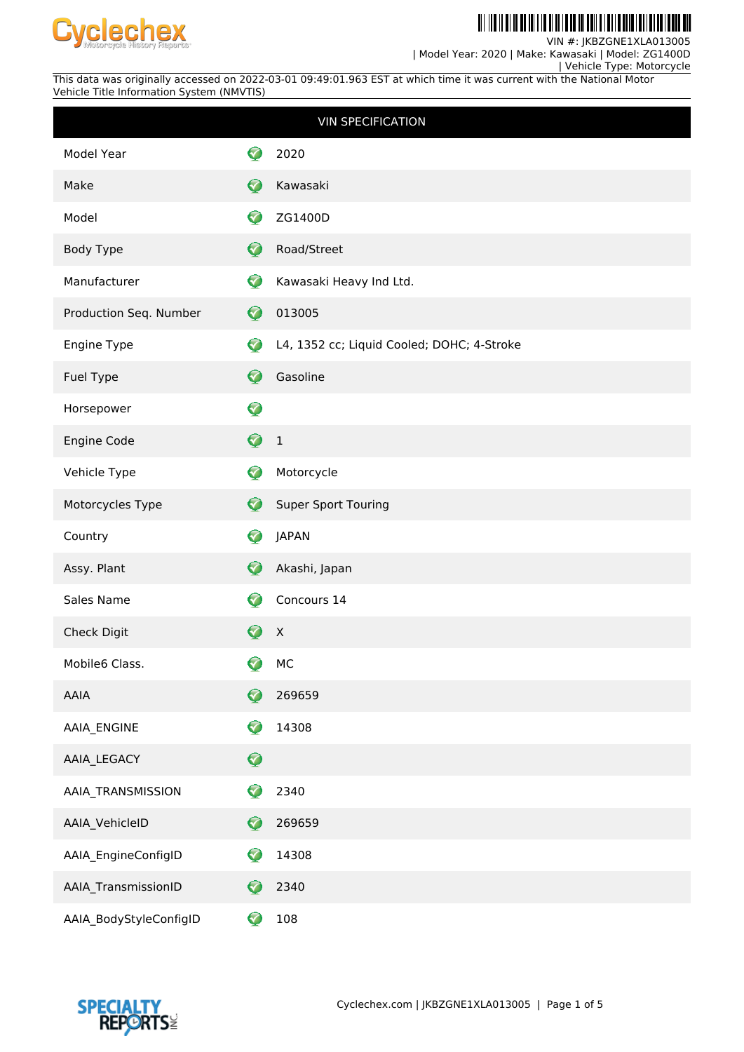VIN #: JKBZGNE1XLA013005
| Model Year: 2020 | Make: Kawasaki | Model: ZG1400D
| Vehicle Type: Motorcycle

This data was originally accessed on 2022-03-01 09:49:01.963 EST at which time it was current with the National Motor Vehicle Title Information System (NMVTIS)

| VIN SPECIFICATION | |
|---|---|
| Model Year | 2020 |
| Make | Kawasaki |
| Model | ZG1400D |
| Body Type | Road/Street |
| Manufacturer | Kawasaki Heavy Ind Ltd. |
| Production Seq. Number | 013005 |
| Engine Type | L4, 1352 cc; Liquid Cooled; DOHC; 4-Stroke |
| Fuel Type | Gasoline |
| Horsepower | |
| Engine Code | 1 |
| Vehicle Type | Motorcycle |
| Motorcycles Type | Super Sport Touring |
| Country | JAPAN |
| Assy. Plant | Akashi, Japan |
| Sales Name | Concours 14 |
| Check Digit | X |
| Mobile6 Class. | MC |
| AAIA | 269659 |
| AAIA_ENGINE | 14308 |
| AAIA_LEGACY | |
| AAIA_TRANSMISSION | 2340 |
| AAIA_VehicleID | 269659 |
| AAIA_EngineConfigID | 14308 |
| AAIA_TransmissionID | 2340 |
| AAIA_BodyStyleConfigID | 108 |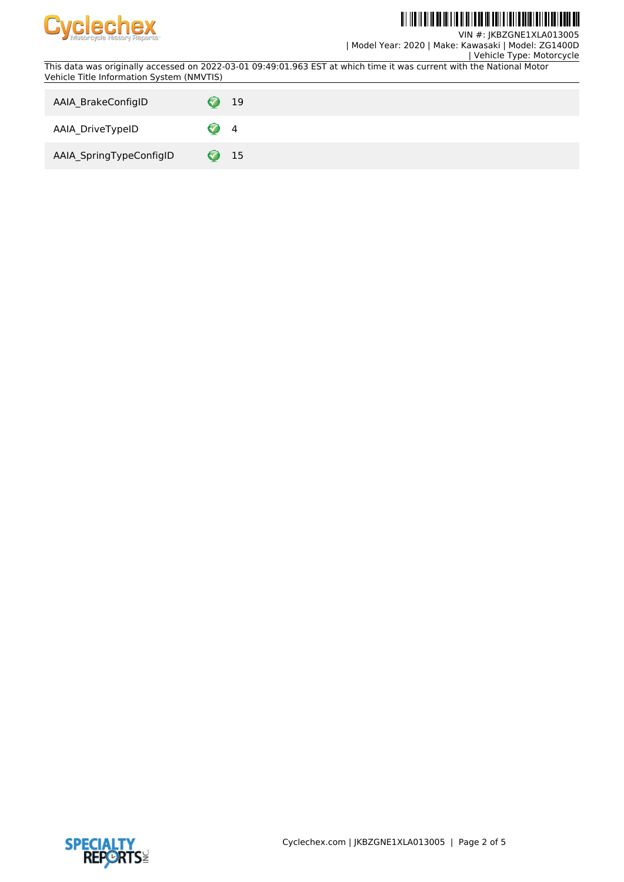This data was originally accessed on 2022-03-01 09:49:01.963 EST at which time it was current with the National Motor Vehicle Title Information System (NMVTIS)

| | | |
|---|---|---|
| AAIA_BrakeConfigID | ✓ | 19 |
| AAIA_DriveTypeID | ✓ | 4 |
| AAIA_SpringTypeConfigID | ✓ | 15 |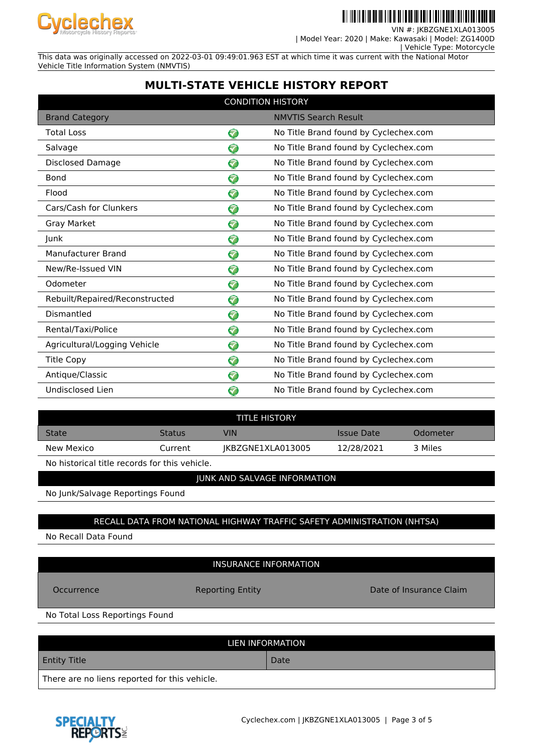VIN #: JKBZGNE1XLA013005
| Model Year: 2020 | Make: Kawasaki | Model: ZG1400D
| Vehicle Type: Motorcycle

This data was originally accessed on 2022-03-01 09:49:01.963 EST at which time it was current with the National Motor Vehicle Title Information System (NMVTIS)

# MULTI-STATE VEHICLE HISTORY REPORT

## CONDITION HISTORY

| Brand Category | | NMVTIS Search Result |
|---|---|---|
| Total Loss | ✓ | No Title Brand found by Cyclechex.com |
| Salvage | ✓ | No Title Brand found by Cyclechex.com |
| Disclosed Damage | ✓ | No Title Brand found by Cyclechex.com |
| Bond | ✓ | No Title Brand found by Cyclechex.com |
| Flood | ✓ | No Title Brand found by Cyclechex.com |
| Cars/Cash for Clunkers | ✓ | No Title Brand found by Cyclechex.com |
| Gray Market | ✓ | No Title Brand found by Cyclechex.com |
| Junk | ✓ | No Title Brand found by Cyclechex.com |
| Manufacturer Brand | ✓ | No Title Brand found by Cyclechex.com |
| New/Re-Issued VIN | ✓ | No Title Brand found by Cyclechex.com |
| Odometer | ✓ | No Title Brand found by Cyclechex.com |
| Rebuilt/Repaired/Reconstructed | ✓ | No Title Brand found by Cyclechex.com |
| Dismantled | ✓ | No Title Brand found by Cyclechex.com |
| Rental/Taxi/Police | ✓ | No Title Brand found by Cyclechex.com |
| Agricultural/Logging Vehicle | ✓ | No Title Brand found by Cyclechex.com |
| Title Copy | ✓ | No Title Brand found by Cyclechex.com |
| Antique/Classic | ✓ | No Title Brand found by Cyclechex.com |
| Undisclosed Lien | ✓ | No Title Brand found by Cyclechex.com |

## TITLE HISTORY

| State | Status | VIN | Issue Date | Odometer |
|---|---|---|---|---|
| New Mexico | Current | JKBZGNE1XLA013005 | 12/28/2021 | 3 Miles |

No historical title records for this vehicle.

## JUNK AND SALVAGE INFORMATION

No Junk/Salvage Reportings Found

## RECALL DATA FROM NATIONAL HIGHWAY TRAFFIC SAFETY ADMINISTRATION (NHTSA)

No Recall Data Found

## INSURANCE INFORMATION

| Occurrence | Reporting Entity | Date of Insurance Claim |
|---|---|---|

No Total Loss Reportings Found

## LIEN INFORMATION

| Entity Title | Date |
|---|---|
| There are no liens reported for this vehicle. | |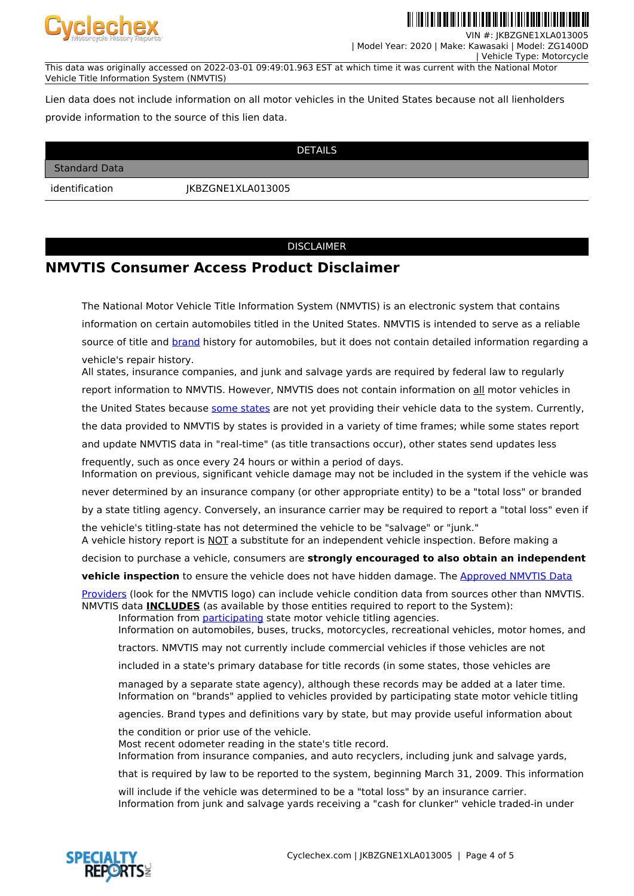VIN #: JKBZGNE1XLA013005
| Model Year: 2020 | Make: Kawasaki | Model: ZG1400D
| Vehicle Type: Motorcycle

This data was originally accessed on 2022-03-01 09:49:01.963 EST at which time it was current with the National Motor Vehicle Title Information System (NMVTIS)

Lien data does not include information on all motor vehicles in the United States because not all lienholders provide information to the source of this lien data.

| DETAILS | |
|---|---|
| Standard Data | |
| identification | JKBZGNE1XLA013005 |

DISCLAIMER

## NMVTIS Consumer Access Product Disclaimer

The National Motor Vehicle Title Information System (NMVTIS) is an electronic system that contains information on certain automobiles titled in the United States. NMVTIS is intended to serve as a reliable source of title and brand history for automobiles, but it does not contain detailed information regarding a vehicle's repair history.

All states, insurance companies, and junk and salvage yards are required by federal law to regularly report information to NMVTIS. However, NMVTIS does not contain information on all motor vehicles in the United States because some states are not yet providing their vehicle data to the system. Currently, the data provided to NMVTIS by states is provided in a variety of time frames; while some states report and update NMVTIS data in "real-time" (as title transactions occur), other states send updates less frequently, such as once every 24 hours or within a period of days.

Information on previous, significant vehicle damage may not be included in the system if the vehicle was never determined by an insurance company (or other appropriate entity) to be a "total loss" or branded by a state titling agency. Conversely, an insurance carrier may be required to report a "total loss" even if the vehicle's titling-state has not determined the vehicle to be "salvage" or "junk."

A vehicle history report is NOT a substitute for an independent vehicle inspection. Before making a decision to purchase a vehicle, consumers are **strongly encouraged to also obtain an independent vehicle inspection** to ensure the vehicle does not have hidden damage. The Approved NMVTIS Data Providers (look for the NMVTIS logo) can include vehicle condition data from sources other than NMVTIS.

NMVTIS data **INCLUDES** (as available by those entities required to report to the System):

- Information from participating state motor vehicle titling agencies.
- Information on automobiles, buses, trucks, motorcycles, recreational vehicles, motor homes, and tractors. NMVTIS may not currently include commercial vehicles if those vehicles are not included in a state's primary database for title records (in some states, those vehicles are managed by a separate state agency), although these records may be added at a later time.
- Information on "brands" applied to vehicles provided by participating state motor vehicle titling agencies. Brand types and definitions vary by state, but may provide useful information about the condition or prior use of the vehicle.
- Most recent odometer reading in the state's title record.
- Information from insurance companies, and auto recyclers, including junk and salvage yards, that is required by law to be reported to the system, beginning March 31, 2009. This information will include if the vehicle was determined to be a "total loss" by an insurance carrier.
- Information from junk and salvage yards receiving a "cash for clunker" vehicle traded-in under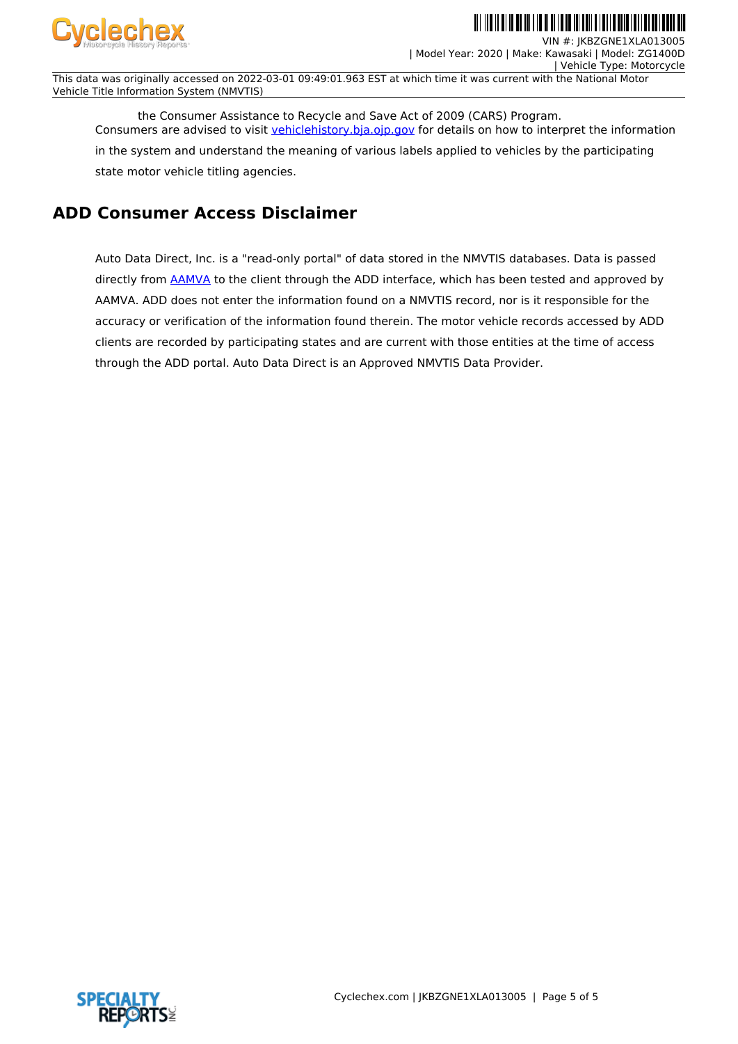the Consumer Assistance to Recycle and Save Act of 2009 (CARS) Program.

Consumers are advised to visit [vehiclehistory.bja.ojp.gov](vehiclehistory.bja.ojp.gov) for details on how to interpret the information in the system and understand the meaning of various labels applied to vehicles by the participating state motor vehicle titling agencies.

## ADD Consumer Access Disclaimer

Auto Data Direct, Inc. is a "read-only portal" of data stored in the NMVTIS databases. Data is passed directly from AAMVA to the client through the ADD interface, which has been tested and approved by AAMVA. ADD does not enter the information found on a NMVTIS record, nor is it responsible for the accuracy or verification of the information found therein. The motor vehicle records accessed by ADD clients are recorded by participating states and are current with those entities at the time of access through the ADD portal. Auto Data Direct is an Approved NMVTIS Data Provider.